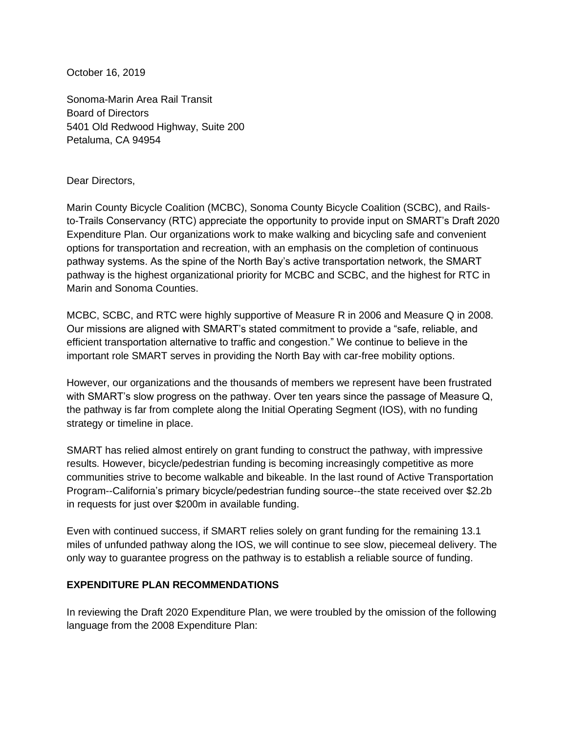October 16, 2019

Sonoma-Marin Area Rail Transit
Board of Directors
5401 Old Redwood Highway, Suite 200
Petaluma, CA 94954

Dear Directors,

Marin County Bicycle Coalition (MCBC), Sonoma County Bicycle Coalition (SCBC), and Rails-to-Trails Conservancy (RTC) appreciate the opportunity to provide input on SMART's Draft 2020 Expenditure Plan. Our organizations work to make walking and bicycling safe and convenient options for transportation and recreation, with an emphasis on the completion of continuous pathway systems. As the spine of the North Bay's active transportation network, the SMART pathway is the highest organizational priority for MCBC and SCBC, and the highest for RTC in Marin and Sonoma Counties.

MCBC, SCBC, and RTC were highly supportive of Measure R in 2006 and Measure Q in 2008. Our missions are aligned with SMART's stated commitment to provide a "safe, reliable, and efficient transportation alternative to traffic and congestion." We continue to believe in the important role SMART serves in providing the North Bay with car-free mobility options.

However, our organizations and the thousands of members we represent have been frustrated with SMART's slow progress on the pathway. Over ten years since the passage of Measure Q, the pathway is far from complete along the Initial Operating Segment (IOS), with no funding strategy or timeline in place.

SMART has relied almost entirely on grant funding to construct the pathway, with impressive results. However, bicycle/pedestrian funding is becoming increasingly competitive as more communities strive to become walkable and bikeable. In the last round of Active Transportation Program--California's primary bicycle/pedestrian funding source--the state received over $2.2b in requests for just over $200m in available funding.

Even with continued success, if SMART relies solely on grant funding for the remaining 13.1 miles of unfunded pathway along the IOS, we will continue to see slow, piecemeal delivery. The only way to guarantee progress on the pathway is to establish a reliable source of funding.

**EXPENDITURE PLAN RECOMMENDATIONS**

In reviewing the Draft 2020 Expenditure Plan, we were troubled by the omission of the following language from the 2008 Expenditure Plan: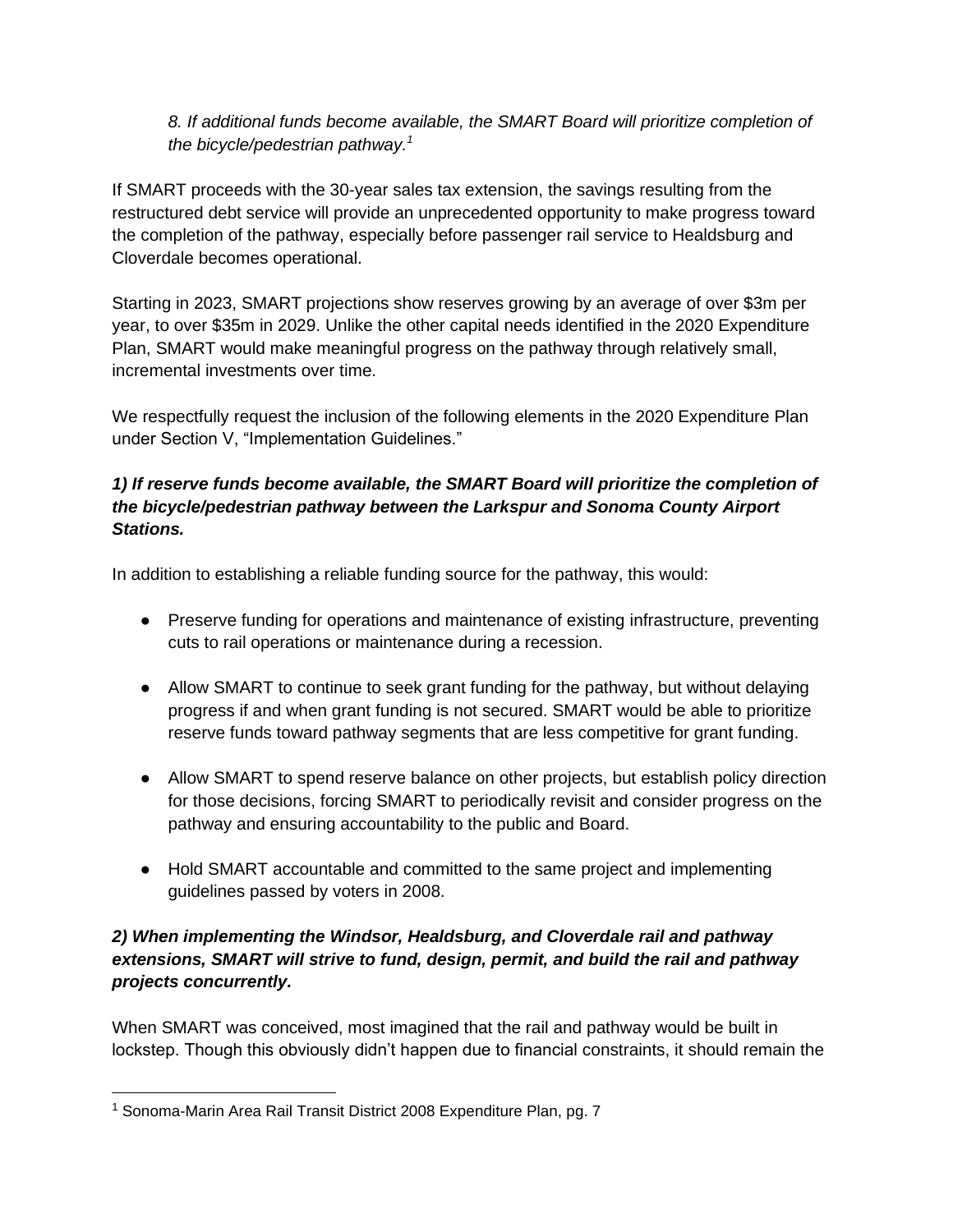*8. If additional funds become available, the SMART Board will prioritize completion of the bicycle/pedestrian pathway.*[1]

If SMART proceeds with the 30-year sales tax extension, the savings resulting from the restructured debt service will provide an unprecedented opportunity to make progress toward the completion of the pathway, especially before passenger rail service to Healdsburg and Cloverdale becomes operational.

Starting in 2023, SMART projections show reserves growing by an average of over $3m per year, to over $35m in 2029. Unlike the other capital needs identified in the 2020 Expenditure Plan, SMART would make meaningful progress on the pathway through relatively small, incremental investments over time.

We respectfully request the inclusion of the following elements in the 2020 Expenditure Plan under Section V, "Implementation Guidelines."

***1) If reserve funds become available, the SMART Board will prioritize the completion of the bicycle/pedestrian pathway between the Larkspur and Sonoma County Airport Stations.***

In addition to establishing a reliable funding source for the pathway, this would:

- Preserve funding for operations and maintenance of existing infrastructure, preventing cuts to rail operations or maintenance during a recession.
- Allow SMART to continue to seek grant funding for the pathway, but without delaying progress if and when grant funding is not secured. SMART would be able to prioritize reserve funds toward pathway segments that are less competitive for grant funding.
- Allow SMART to spend reserve balance on other projects, but establish policy direction for those decisions, forcing SMART to periodically revisit and consider progress on the pathway and ensuring accountability to the public and Board.
- Hold SMART accountable and committed to the same project and implementing guidelines passed by voters in 2008.

***2) When implementing the Windsor, Healdsburg, and Cloverdale rail and pathway extensions, SMART will strive to fund, design, permit, and build the rail and pathway projects concurrently.***

When SMART was conceived, most imagined that the rail and pathway would be built in lockstep. Though this obviously didn't happen due to financial constraints, it should remain the

[1] Sonoma-Marin Area Rail Transit District 2008 Expenditure Plan, pg. 7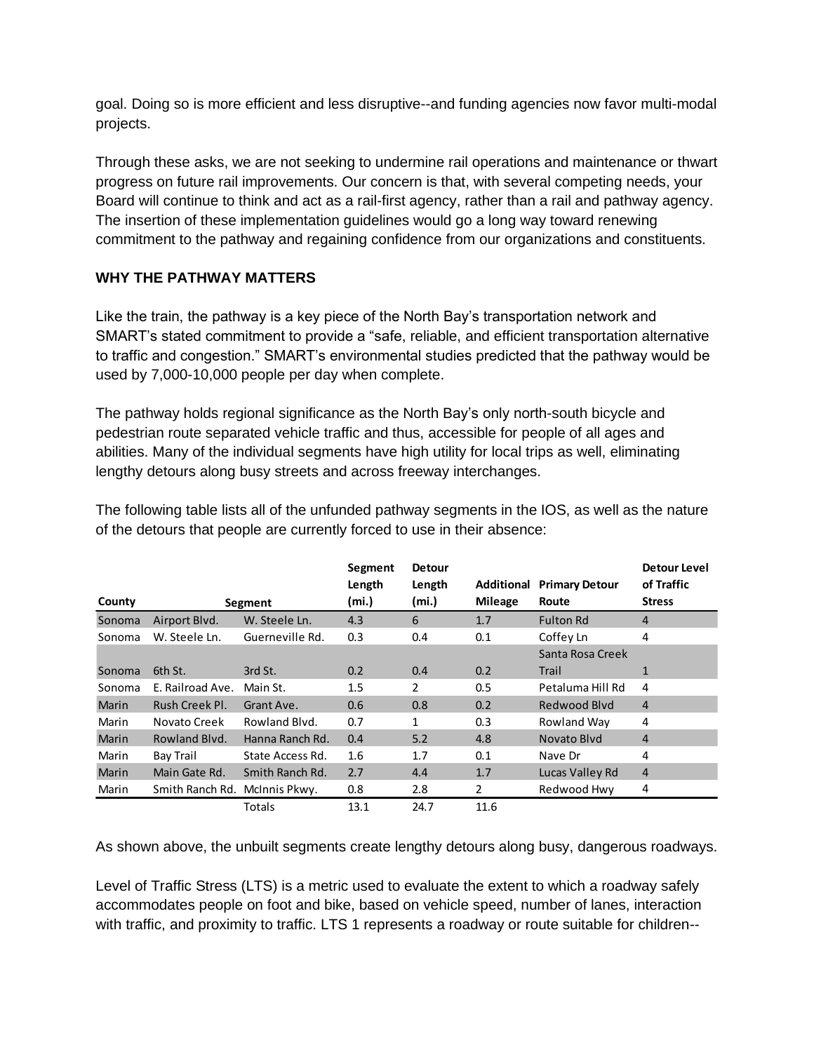goal. Doing so is more efficient and less disruptive--and funding agencies now favor multi-modal projects.

Through these asks, we are not seeking to undermine rail operations and maintenance or thwart progress on future rail improvements. Our concern is that, with several competing needs, your Board will continue to think and act as a rail-first agency, rather than a rail and pathway agency. The insertion of these implementation guidelines would go a long way toward renewing commitment to the pathway and regaining confidence from our organizations and constituents.

**WHY THE PATHWAY MATTERS**

Like the train, the pathway is a key piece of the North Bay's transportation network and SMART's stated commitment to provide a "safe, reliable, and efficient transportation alternative to traffic and congestion." SMART's environmental studies predicted that the pathway would be used by 7,000-10,000 people per day when complete.

The pathway holds regional significance as the North Bay's only north-south bicycle and pedestrian route separated vehicle traffic and thus, accessible for people of all ages and abilities. Many of the individual segments have high utility for local trips as well, eliminating lengthy detours along busy streets and across freeway interchanges.

The following table lists all of the unfunded pathway segments in the IOS, as well as the nature of the detours that people are currently forced to use in their absence:

| County | Segment | | Segment Length (mi.) | Detour Length (mi.) | Additional Mileage | Primary Detour Route | Detour Level of Traffic Stress |
|---|---|---|---|---|---|---|---|
| Sonoma | Airport Blvd. | W. Steele Ln. | 4.3 | 6 | 1.7 | Fulton Rd | 4 |
| Sonoma | W. Steele Ln. | Guerneville Rd. | 0.3 | 0.4 | 0.1 | Coffey Ln | 4 |
| Sonoma | 6th St. | 3rd St. | 0.2 | 0.4 | 0.2 | Santa Rosa Creek Trail | 1 |
| Sonoma | E. Railroad Ave. | Main St. | 1.5 | 2 | 0.5 | Petaluma Hill Rd | 4 |
| Marin | Rush Creek Pl. | Grant Ave. | 0.6 | 0.8 | 0.2 | Redwood Blvd | 4 |
| Marin | Novato Creek | Rowland Blvd. | 0.7 | 1 | 0.3 | Rowland Way | 4 |
| Marin | Rowland Blvd. | Hanna Ranch Rd. | 0.4 | 5.2 | 4.8 | Novato Blvd | 4 |
| Marin | Bay Trail | State Access Rd. | 1.6 | 1.7 | 0.1 | Nave Dr | 4 |
| Marin | Main Gate Rd. | Smith Ranch Rd. | 2.7 | 4.4 | 1.7 | Lucas Valley Rd | 4 |
| Marin | Smith Ranch Rd. | McInnis Pkwy. | 0.8 | 2.8 | 2 | Redwood Hwy | 4 |
| | | Totals | 13.1 | 24.7 | 11.6 | | |

As shown above, the unbuilt segments create lengthy detours along busy, dangerous roadways.

Level of Traffic Stress (LTS) is a metric used to evaluate the extent to which a roadway safely accommodates people on foot and bike, based on vehicle speed, number of lanes, interaction with traffic, and proximity to traffic. LTS 1 represents a roadway or route suitable for children--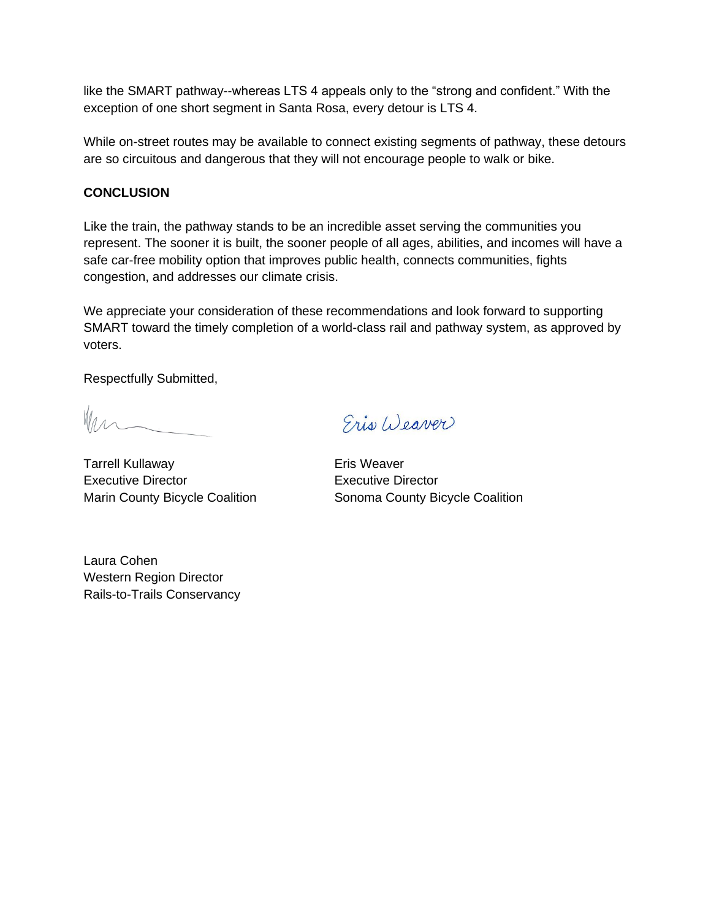like the SMART pathway--whereas LTS 4 appeals only to the "strong and confident." With the exception of one short segment in Santa Rosa, every detour is LTS 4.

While on-street routes may be available to connect existing segments of pathway, these detours are so circuitous and dangerous that they will not encourage people to walk or bike.

**CONCLUSION**

Like the train, the pathway stands to be an incredible asset serving the communities you represent. The sooner it is built, the sooner people of all ages, abilities, and incomes will have a safe car-free mobility option that improves public health, connects communities, fights congestion, and addresses our climate crisis.

We appreciate your consideration of these recommendations and look forward to supporting SMART toward the timely completion of a world-class rail and pathway system, as approved by voters.

Respectfully Submitted,

Tarrell Kullaway
Executive Director
Marin County Bicycle Coalition

Eris Weaver
Executive Director
Sonoma County Bicycle Coalition

Laura Cohen
Western Region Director
Rails-to-Trails Conservancy